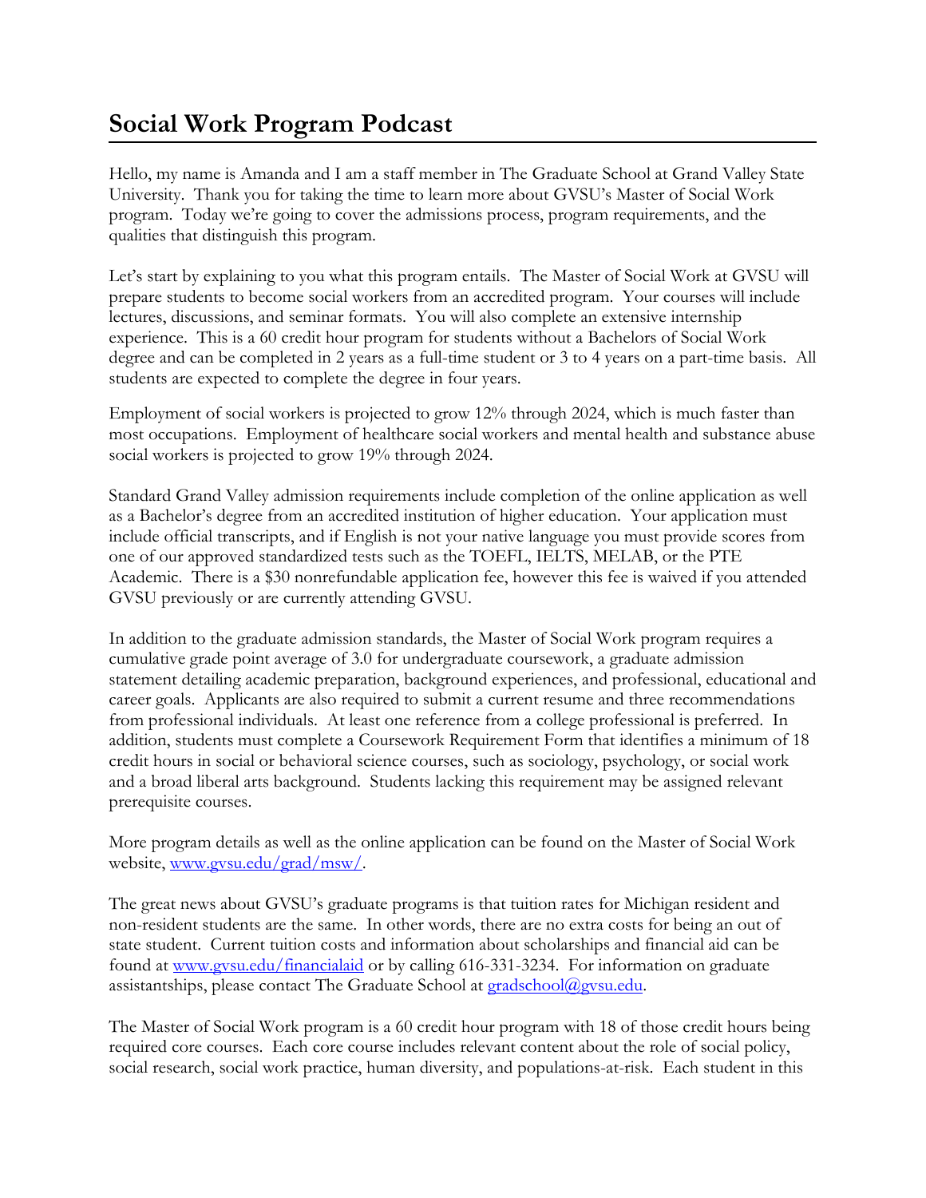# Social Work Program Podcast

Hello, my name is Amanda and I am a staff member in The Graduate School at Grand Valley State University. Thank you for taking the time to learn more about GVSU's Master of Social Work program. Today we're going to cover the admissions process, program requirements, and the qualities that distinguish this program.

Let's start by explaining to you what this program entails. The Master of Social Work at GVSU will prepare students to become social workers from an accredited program. Your courses will include lectures, discussions, and seminar formats. You will also complete an extensive internship experience. This is a 60 credit hour program for students without a Bachelors of Social Work degree and can be completed in 2 years as a full-time student or 3 to 4 years on a part-time basis. All students are expected to complete the degree in four years.

Employment of social workers is projected to grow 12% through 2024, which is much faster than most occupations. Employment of healthcare social workers and mental health and substance abuse social workers is projected to grow 19% through 2024.

Standard Grand Valley admission requirements include completion of the online application as well as a Bachelor's degree from an accredited institution of higher education. Your application must include official transcripts, and if English is not your native language you must provide scores from one of our approved standardized tests such as the TOEFL, IELTS, MELAB, or the PTE Academic. There is a $30 nonrefundable application fee, however this fee is waived if you attended GVSU previously or are currently attending GVSU.

In addition to the graduate admission standards, the Master of Social Work program requires a cumulative grade point average of 3.0 for undergraduate coursework, a graduate admission statement detailing academic preparation, background experiences, and professional, educational and career goals. Applicants are also required to submit a current resume and three recommendations from professional individuals. At least one reference from a college professional is preferred. In addition, students must complete a Coursework Requirement Form that identifies a minimum of 18 credit hours in social or behavioral science courses, such as sociology, psychology, or social work and a broad liberal arts background. Students lacking this requirement may be assigned relevant prerequisite courses.

More program details as well as the online application can be found on the Master of Social Work website, [www.gvsu.edu/grad/msw/](www.gvsu.edu/grad/msw/).

The great news about GVSU's graduate programs is that tuition rates for Michigan resident and non-resident students are the same. In other words, there are no extra costs for being an out of state student. Current tuition costs and information about scholarships and financial aid can be found at [www.gvsu.edu/financialaid](www.gvsu.edu/financialaid) or by calling 616-331-3234. For information on graduate assistantships, please contact The Graduate School at [gradschool@gvsu.edu](mailto:gradschool@gvsu.edu).

The Master of Social Work program is a 60 credit hour program with 18 of those credit hours being required core courses. Each core course includes relevant content about the role of social policy, social research, social work practice, human diversity, and populations-at-risk. Each student in this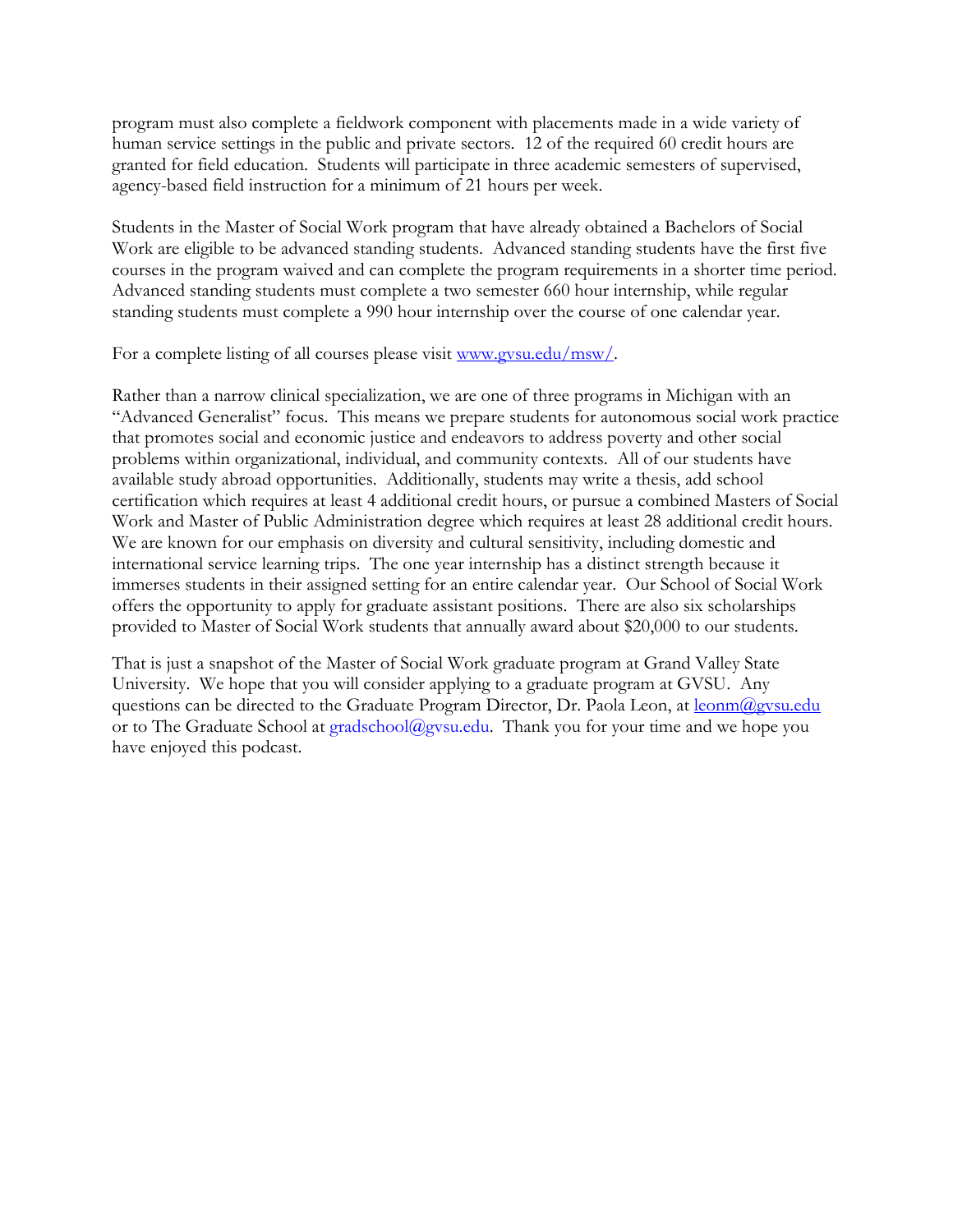program must also complete a fieldwork component with placements made in a wide variety of human service settings in the public and private sectors. 12 of the required 60 credit hours are granted for field education. Students will participate in three academic semesters of supervised, agency-based field instruction for a minimum of 21 hours per week.

Students in the Master of Social Work program that have already obtained a Bachelors of Social Work are eligible to be advanced standing students. Advanced standing students have the first five courses in the program waived and can complete the program requirements in a shorter time period. Advanced standing students must complete a two semester 660 hour internship, while regular standing students must complete a 990 hour internship over the course of one calendar year.

For a complete listing of all courses please visit [www.gvsu.edu/msw/](www.gvsu.edu/msw/).

Rather than a narrow clinical specialization, we are one of three programs in Michigan with an "Advanced Generalist" focus. This means we prepare students for autonomous social work practice that promotes social and economic justice and endeavors to address poverty and other social problems within organizational, individual, and community contexts. All of our students have available study abroad opportunities. Additionally, students may write a thesis, add school certification which requires at least 4 additional credit hours, or pursue a combined Masters of Social Work and Master of Public Administration degree which requires at least 28 additional credit hours. We are known for our emphasis on diversity and cultural sensitivity, including domestic and international service learning trips. The one year internship has a distinct strength because it immerses students in their assigned setting for an entire calendar year. Our School of Social Work offers the opportunity to apply for graduate assistant positions. There are also six scholarships provided to Master of Social Work students that annually award about $20,000 to our students.

That is just a snapshot of the Master of Social Work graduate program at Grand Valley State University. We hope that you will consider applying to a graduate program at GVSU. Any questions can be directed to the Graduate Program Director, Dr. Paola Leon, at [leonm@gvsu.edu](mailto:leonm@gvsu.edu) or to The Graduate School at gradschool@gvsu.edu. Thank you for your time and we hope you have enjoyed this podcast.